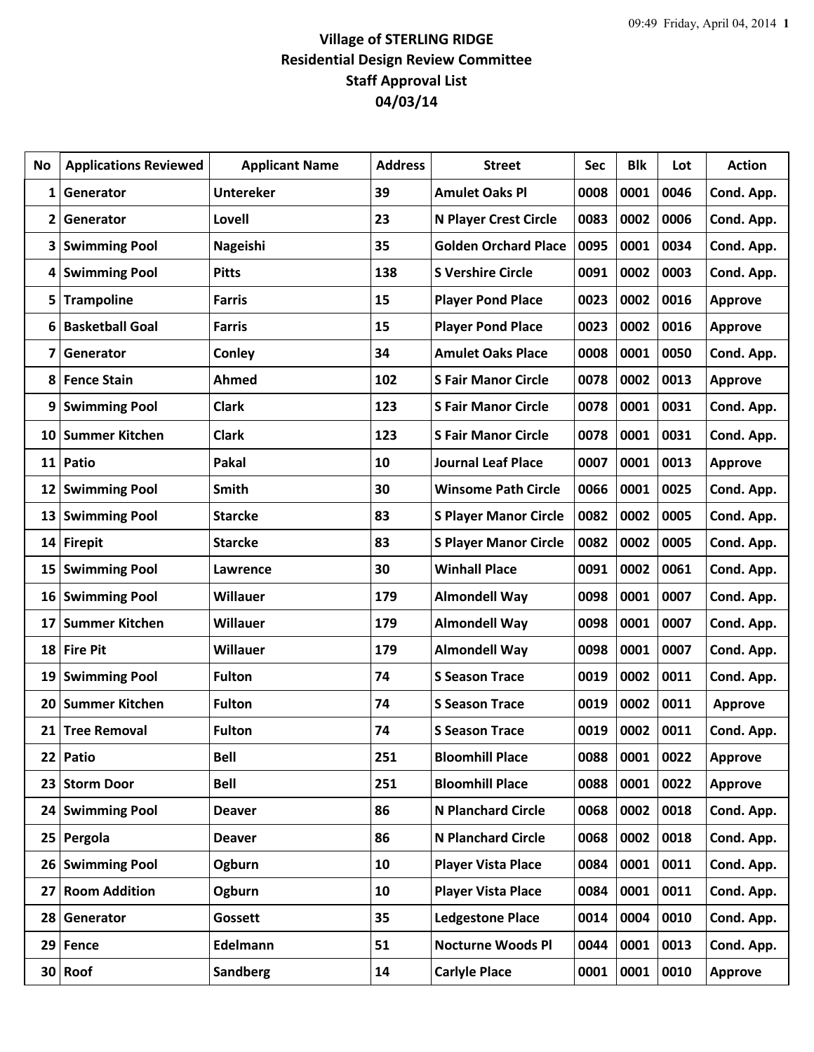# Village of STERLING RIDGE
## Residential Design Review Committee
## Staff Approval List
## 04/03/14

| No | Applications Reviewed | Applicant Name | Address | Street | Sec | Blk | Lot | Action |
|---|---|---|---|---|---|---|---|---|
| 1 | Generator | Untereker | 39 | Amulet Oaks Pl | 0008 | 0001 | 0046 | Cond. App. |
| 2 | Generator | Lovell | 23 | N Player Crest Circle | 0083 | 0002 | 0006 | Cond. App. |
| 3 | Swimming Pool | Nageishi | 35 | Golden Orchard Place | 0095 | 0001 | 0034 | Cond. App. |
| 4 | Swimming Pool | Pitts | 138 | S Vershire Circle | 0091 | 0002 | 0003 | Cond. App. |
| 5 | Trampoline | Farris | 15 | Player Pond Place | 0023 | 0002 | 0016 | Approve |
| 6 | Basketball Goal | Farris | 15 | Player Pond Place | 0023 | 0002 | 0016 | Approve |
| 7 | Generator | Conley | 34 | Amulet Oaks Place | 0008 | 0001 | 0050 | Cond. App. |
| 8 | Fence Stain | Ahmed | 102 | S Fair Manor Circle | 0078 | 0002 | 0013 | Approve |
| 9 | Swimming Pool | Clark | 123 | S Fair Manor Circle | 0078 | 0001 | 0031 | Cond. App. |
| 10 | Summer Kitchen | Clark | 123 | S Fair Manor Circle | 0078 | 0001 | 0031 | Cond. App. |
| 11 | Patio | Pakal | 10 | Journal Leaf Place | 0007 | 0001 | 0013 | Approve |
| 12 | Swimming Pool | Smith | 30 | Winsome Path Circle | 0066 | 0001 | 0025 | Cond. App. |
| 13 | Swimming Pool | Starcke | 83 | S Player Manor Circle | 0082 | 0002 | 0005 | Cond. App. |
| 14 | Firepit | Starcke | 83 | S Player Manor Circle | 0082 | 0002 | 0005 | Cond. App. |
| 15 | Swimming Pool | Lawrence | 30 | Winhall Place | 0091 | 0002 | 0061 | Cond. App. |
| 16 | Swimming Pool | Willauer | 179 | Almondell Way | 0098 | 0001 | 0007 | Cond. App. |
| 17 | Summer Kitchen | Willauer | 179 | Almondell Way | 0098 | 0001 | 0007 | Cond. App. |
| 18 | Fire Pit | Willauer | 179 | Almondell Way | 0098 | 0001 | 0007 | Cond. App. |
| 19 | Swimming Pool | Fulton | 74 | S Season Trace | 0019 | 0002 | 0011 | Cond. App. |
| 20 | Summer Kitchen | Fulton | 74 | S Season Trace | 0019 | 0002 | 0011 | Approve |
| 21 | Tree Removal | Fulton | 74 | S Season Trace | 0019 | 0002 | 0011 | Cond. App. |
| 22 | Patio | Bell | 251 | Bloomhill Place | 0088 | 0001 | 0022 | Approve |
| 23 | Storm Door | Bell | 251 | Bloomhill Place | 0088 | 0001 | 0022 | Approve |
| 24 | Swimming Pool | Deaver | 86 | N Planchard Circle | 0068 | 0002 | 0018 | Cond. App. |
| 25 | Pergola | Deaver | 86 | N Planchard Circle | 0068 | 0002 | 0018 | Cond. App. |
| 26 | Swimming Pool | Ogburn | 10 | Player Vista Place | 0084 | 0001 | 0011 | Cond. App. |
| 27 | Room Addition | Ogburn | 10 | Player Vista Place | 0084 | 0001 | 0011 | Cond. App. |
| 28 | Generator | Gossett | 35 | Ledgestone Place | 0014 | 0004 | 0010 | Cond. App. |
| 29 | Fence | Edelmann | 51 | Nocturne Woods Pl | 0044 | 0001 | 0013 | Cond. App. |
| 30 | Roof | Sandberg | 14 | Carlyle Place | 0001 | 0001 | 0010 | Approve |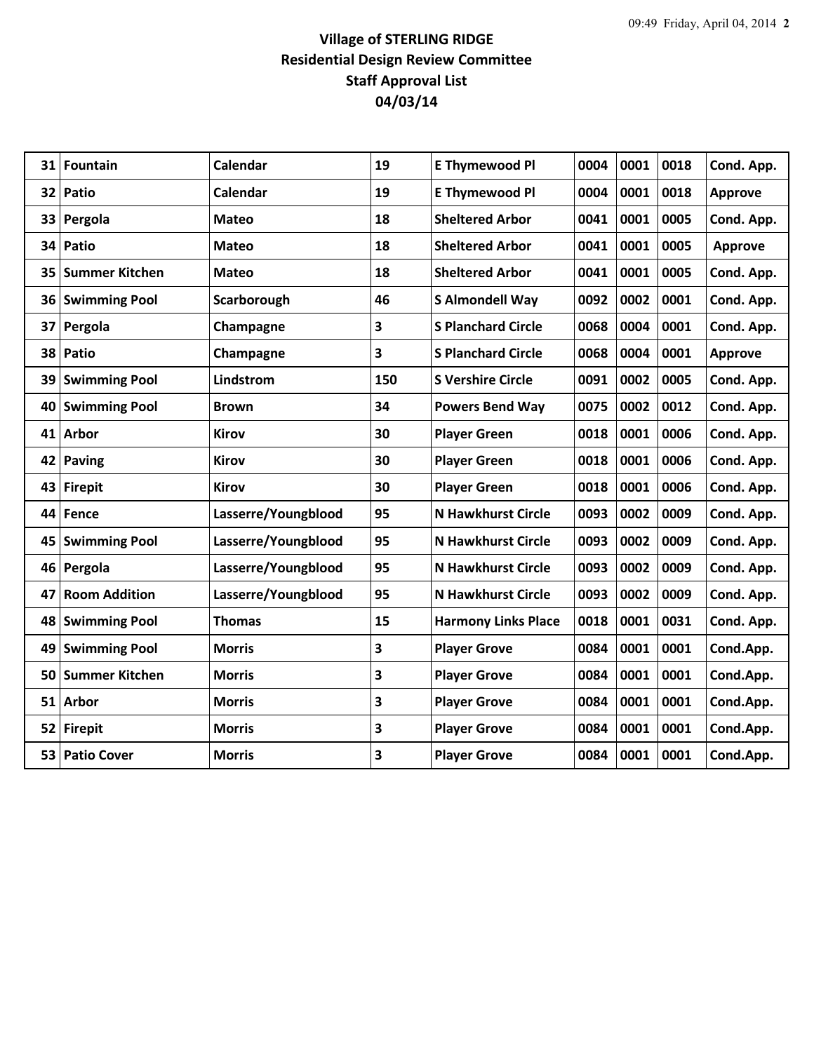**Village of STERLING RIDGE**

**Residential Design Review Committee**

**Staff Approval List**

**04/03/14**

| | | | | | | | | |
|---|---|---|---|---|---|---|---|---|
| 31 | Fountain | Calendar | 19 | E Thymewood Pl | 0004 | 0001 | 0018 | Cond. App. |
| 32 | Patio | Calendar | 19 | E Thymewood Pl | 0004 | 0001 | 0018 | Approve |
| 33 | Pergola | Mateo | 18 | Sheltered Arbor | 0041 | 0001 | 0005 | Cond. App. |
| 34 | Patio | Mateo | 18 | Sheltered Arbor | 0041 | 0001 | 0005 | Approve |
| 35 | Summer Kitchen | Mateo | 18 | Sheltered Arbor | 0041 | 0001 | 0005 | Cond. App. |
| 36 | Swimming Pool | Scarborough | 46 | S Almondell Way | 0092 | 0002 | 0001 | Cond. App. |
| 37 | Pergola | Champagne | 3 | S Planchard Circle | 0068 | 0004 | 0001 | Cond. App. |
| 38 | Patio | Champagne | 3 | S Planchard Circle | 0068 | 0004 | 0001 | Approve |
| 39 | Swimming Pool | Lindstrom | 150 | S Vershire Circle | 0091 | 0002 | 0005 | Cond. App. |
| 40 | Swimming Pool | Brown | 34 | Powers Bend Way | 0075 | 0002 | 0012 | Cond. App. |
| 41 | Arbor | Kirov | 30 | Player Green | 0018 | 0001 | 0006 | Cond. App. |
| 42 | Paving | Kirov | 30 | Player Green | 0018 | 0001 | 0006 | Cond. App. |
| 43 | Firepit | Kirov | 30 | Player Green | 0018 | 0001 | 0006 | Cond. App. |
| 44 | Fence | Lasserre/Youngblood | 95 | N Hawkhurst Circle | 0093 | 0002 | 0009 | Cond. App. |
| 45 | Swimming Pool | Lasserre/Youngblood | 95 | N Hawkhurst Circle | 0093 | 0002 | 0009 | Cond. App. |
| 46 | Pergola | Lasserre/Youngblood | 95 | N Hawkhurst Circle | 0093 | 0002 | 0009 | Cond. App. |
| 47 | Room Addition | Lasserre/Youngblood | 95 | N Hawkhurst Circle | 0093 | 0002 | 0009 | Cond. App. |
| 48 | Swimming Pool | Thomas | 15 | Harmony Links Place | 0018 | 0001 | 0031 | Cond. App. |
| 49 | Swimming Pool | Morris | 3 | Player Grove | 0084 | 0001 | 0001 | Cond.App. |
| 50 | Summer Kitchen | Morris | 3 | Player Grove | 0084 | 0001 | 0001 | Cond.App. |
| 51 | Arbor | Morris | 3 | Player Grove | 0084 | 0001 | 0001 | Cond.App. |
| 52 | Firepit | Morris | 3 | Player Grove | 0084 | 0001 | 0001 | Cond.App. |
| 53 | Patio Cover | Morris | 3 | Player Grove | 0084 | 0001 | 0001 | Cond.App. |